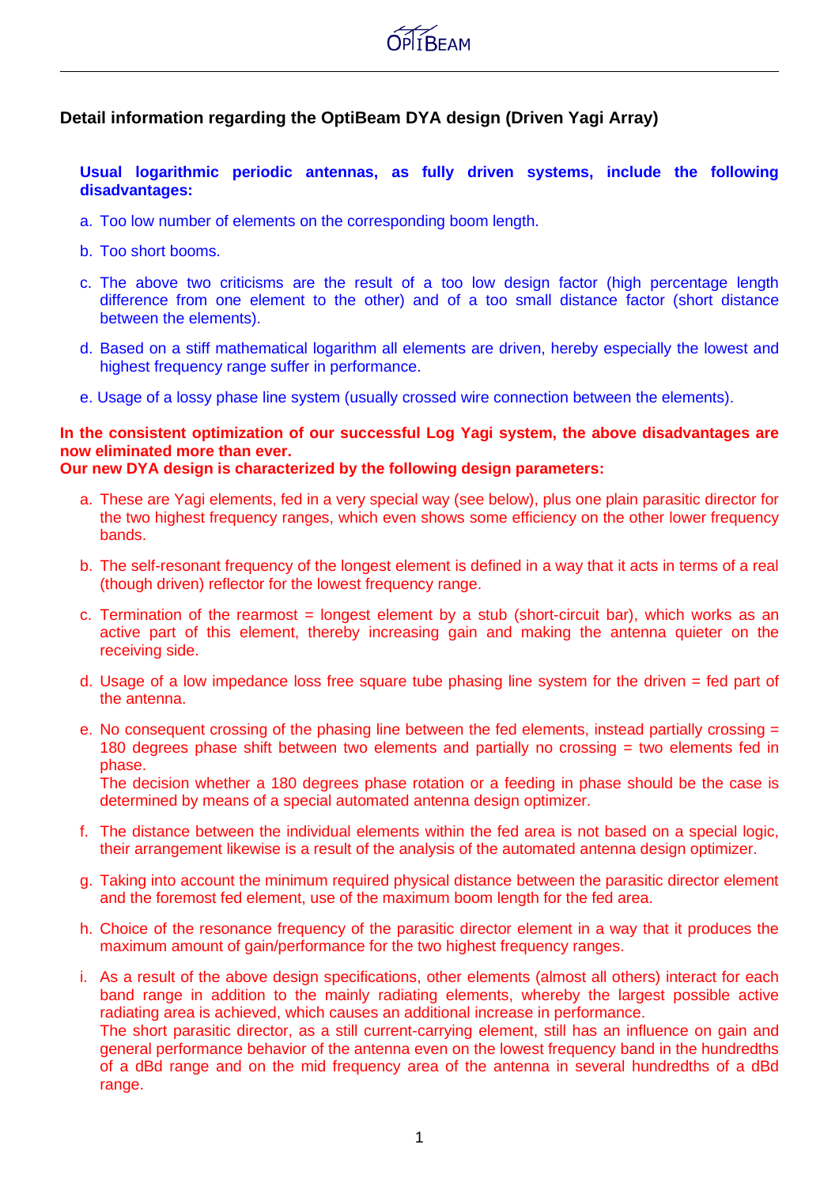## Detail information regarding the OptiBeam DYA design (Driven Yagi Array)

**Usual logarithmic periodic antennas, as fully driven systems, include the following disadvantages:**

a. Too low number of elements on the corresponding boom length.

b. Too short booms.

c. The above two criticisms are the result of a too low design factor (high percentage length difference from one element to the other) and of a too small distance factor (short distance between the elements).

d. Based on a stiff mathematical logarithm all elements are driven, hereby especially the lowest and highest frequency range suffer in performance.

e. Usage of a lossy phase line system (usually crossed wire connection between the elements).

**In the consistent optimization of our successful Log Yagi system, the above disadvantages are now eliminated more than ever.**
**Our new DYA design is characterized by the following design parameters:**

a. These are Yagi elements, fed in a very special way (see below), plus one plain parasitic director for the two highest frequency ranges, which even shows some efficiency on the other lower frequency bands.

b. The self-resonant frequency of the longest element is defined in a way that it acts in terms of a real (though driven) reflector for the lowest frequency range.

c. Termination of the rearmost = longest element by a stub (short-circuit bar), which works as an active part of this element, thereby increasing gain and making the antenna quieter on the receiving side.

d. Usage of a low impedance loss free square tube phasing line system for the driven = fed part of the antenna.

e. No consequent crossing of the phasing line between the fed elements, instead partially crossing = 180 degrees phase shift between two elements and partially no crossing = two elements fed in phase.
The decision whether a 180 degrees phase rotation or a feeding in phase should be the case is determined by means of a special automated antenna design optimizer.

f. The distance between the individual elements within the fed area is not based on a special logic, their arrangement likewise is a result of the analysis of the automated antenna design optimizer.

g. Taking into account the minimum required physical distance between the parasitic director element and the foremost fed element, use of the maximum boom length for the fed area.

h. Choice of the resonance frequency of the parasitic director element in a way that it produces the maximum amount of gain/performance for the two highest frequency ranges.

i. As a result of the above design specifications, other elements (almost all others) interact for each band range in addition to the mainly radiating elements, whereby the largest possible active radiating area is achieved, which causes an additional increase in performance.
The short parasitic director, as a still current-carrying element, still has an influence on gain and general performance behavior of the antenna even on the lowest frequency band in the hundredths of a dBd range and on the mid frequency area of the antenna in several hundredths of a dBd range.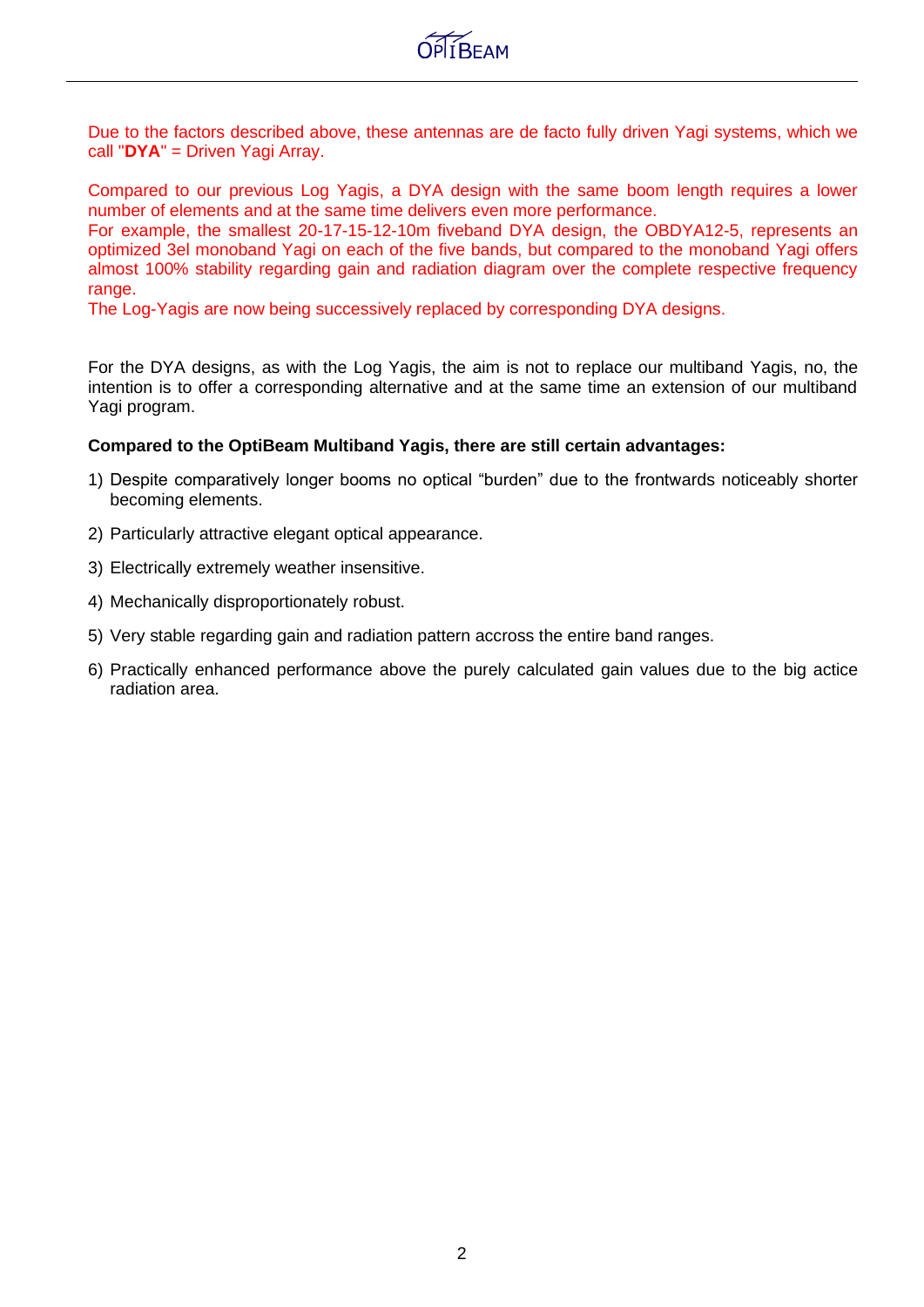Due to the factors described above, these antennas are de facto fully driven Yagi systems, which we call "**DYA**" = Driven Yagi Array.

Compared to our previous Log Yagis, a DYA design with the same boom length requires a lower number of elements and at the same time delivers even more performance.
For example, the smallest 20-17-15-12-10m fiveband DYA design, the OBDYA12-5, represents an optimized 3el monoband Yagi on each of the five bands, but compared to the monoband Yagi offers almost 100% stability regarding gain and radiation diagram over the complete respective frequency range.
The Log-Yagis are now being successively replaced by corresponding DYA designs.

For the DYA designs, as with the Log Yagis, the aim is not to replace our multiband Yagis, no, the intention is to offer a corresponding alternative and at the same time an extension of our multiband Yagi program.

**Compared to the OptiBeam Multiband Yagis, there are still certain advantages:**

1) Despite comparatively longer booms no optical “burden” due to the frontwards noticeably shorter becoming elements.
2) Particularly attractive elegant optical appearance.
3) Electrically extremely weather insensitive.
4) Mechanically disproportionately robust.
5) Very stable regarding gain and radiation pattern accross the entire band ranges.
6) Practically enhanced performance above the purely calculated gain values due to the big actice radiation area.